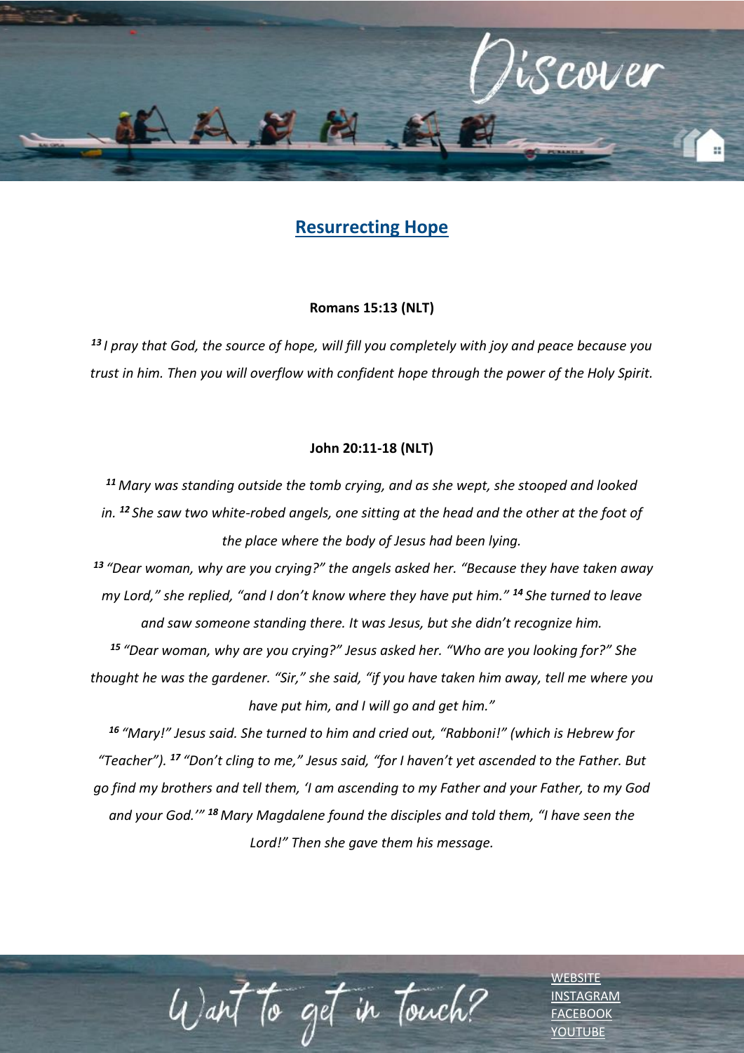Discover

## Resurrecting Hope

**Romans 15:13 (NLT)**

*[13] I pray that God, the source of hope, will fill you completely with joy and peace because you trust in him. Then you will overflow with confident hope through the power of the Holy Spirit.*

**John 20:11-18 (NLT)**

*[11] Mary was standing outside the tomb crying, and as she wept, she stooped and looked in. [12] She saw two white-robed angels, one sitting at the head and the other at the foot of the place where the body of Jesus had been lying.*
*[13] "Dear woman, why are you crying?" the angels asked her. "Because they have taken away my Lord," she replied, "and I don't know where they have put him." [14] She turned to leave and saw someone standing there. It was Jesus, but she didn't recognize him.*
*[15] "Dear woman, why are you crying?" Jesus asked her. "Who are you looking for?" She thought he was the gardener. "Sir," she said, "if you have taken him away, tell me where you have put him, and I will go and get him."*
*[16] "Mary!" Jesus said. She turned to him and cried out, "Rabboni!" (which is Hebrew for "Teacher"). [17] "Don't cling to me," Jesus said, "for I haven't yet ascended to the Father. But go find my brothers and tell them, 'I am ascending to my Father and your Father, to my God and your God.'" [18] Mary Magdalene found the disciples and told them, "I have seen the Lord!" Then she gave them his message.*

Want to get in touch?

[WEBSITE]
[INSTAGRAM]
[FACEBOOK]
[YOUTUBE]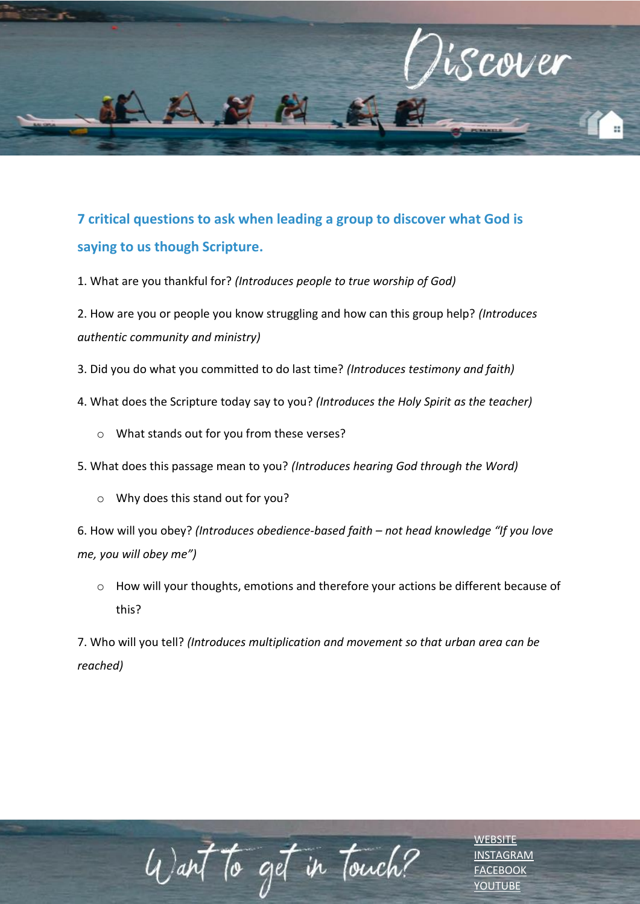Discover

## 7 critical questions to ask when leading a group to discover what God is saying to us though Scripture.

1. What are you thankful for? *(Introduces people to true worship of God)*

2. How are you or people you know struggling and how can this group help? *(Introduces authentic community and ministry)*

3. Did you do what you committed to do last time? *(Introduces testimony and faith)*

4. What does the Scripture today say to you? *(Introduces the Holy Spirit as the teacher)*
   - What stands out for you from these verses?

5. What does this passage mean to you? *(Introduces hearing God through the Word)*
   - Why does this stand out for you?

6. How will you obey? *(Introduces obedience-based faith – not head knowledge "If you love me, you will obey me")*
   - How will your thoughts, emotions and therefore your actions be different because of this?

7. Who will you tell? *(Introduces multiplication and movement so that urban area can be reached)*

Want to get in touch?

WEBSITE
INSTAGRAM
FACEBOOK
YOUTUBE